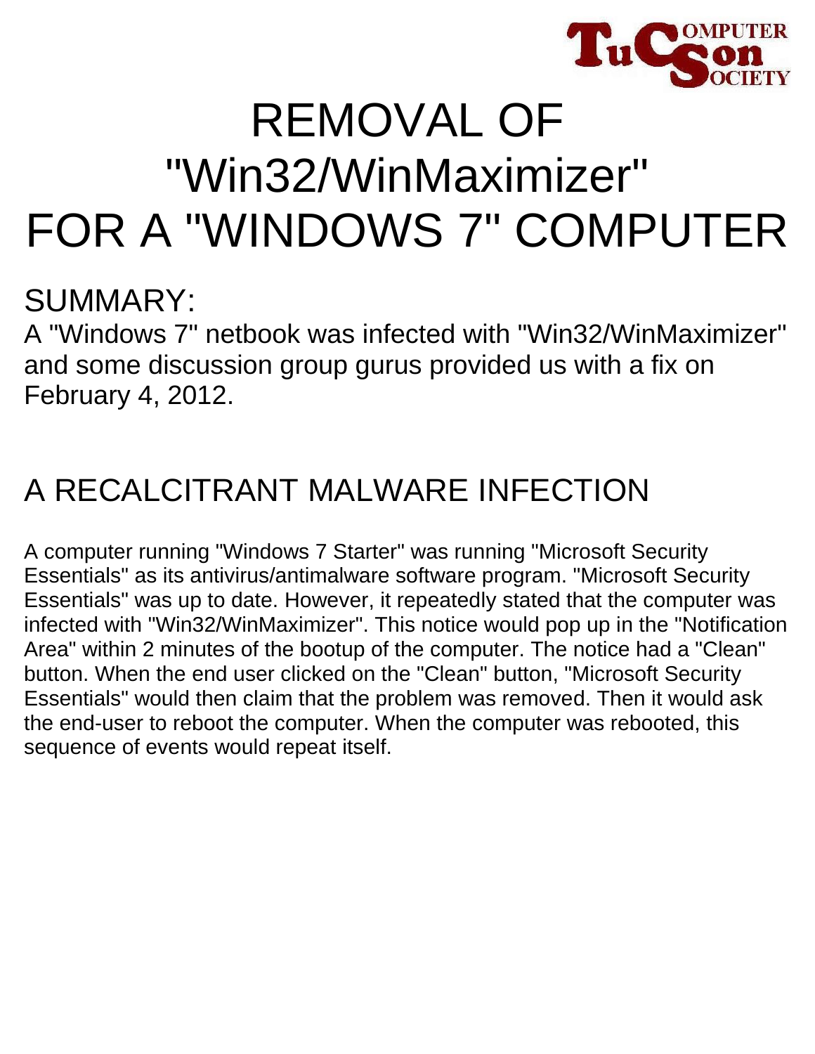# REMOVAL OF "Win32/WinMaximizer" FOR A "WINDOWS 7" COMPUTER

## SUMMARY:

A "Windows 7" netbook was infected with "Win32/WinMaximizer" and some discussion group gurus provided us with a fix on February 4, 2012.

## A RECALCITRANT MALWARE INFECTION

A computer running "Windows 7 Starter" was running "Microsoft Security Essentials" as its antivirus/antimalware software program. "Microsoft Security Essentials" was up to date. However, it repeatedly stated that the computer was infected with "Win32/WinMaximizer". This notice would pop up in the "Notification Area" within 2 minutes of the bootup of the computer. The notice had a "Clean" button. When the end user clicked on the "Clean" button, "Microsoft Security Essentials" would then claim that the problem was removed. Then it would ask the end-user to reboot the computer. When the computer was rebooted, this sequence of events would repeat itself.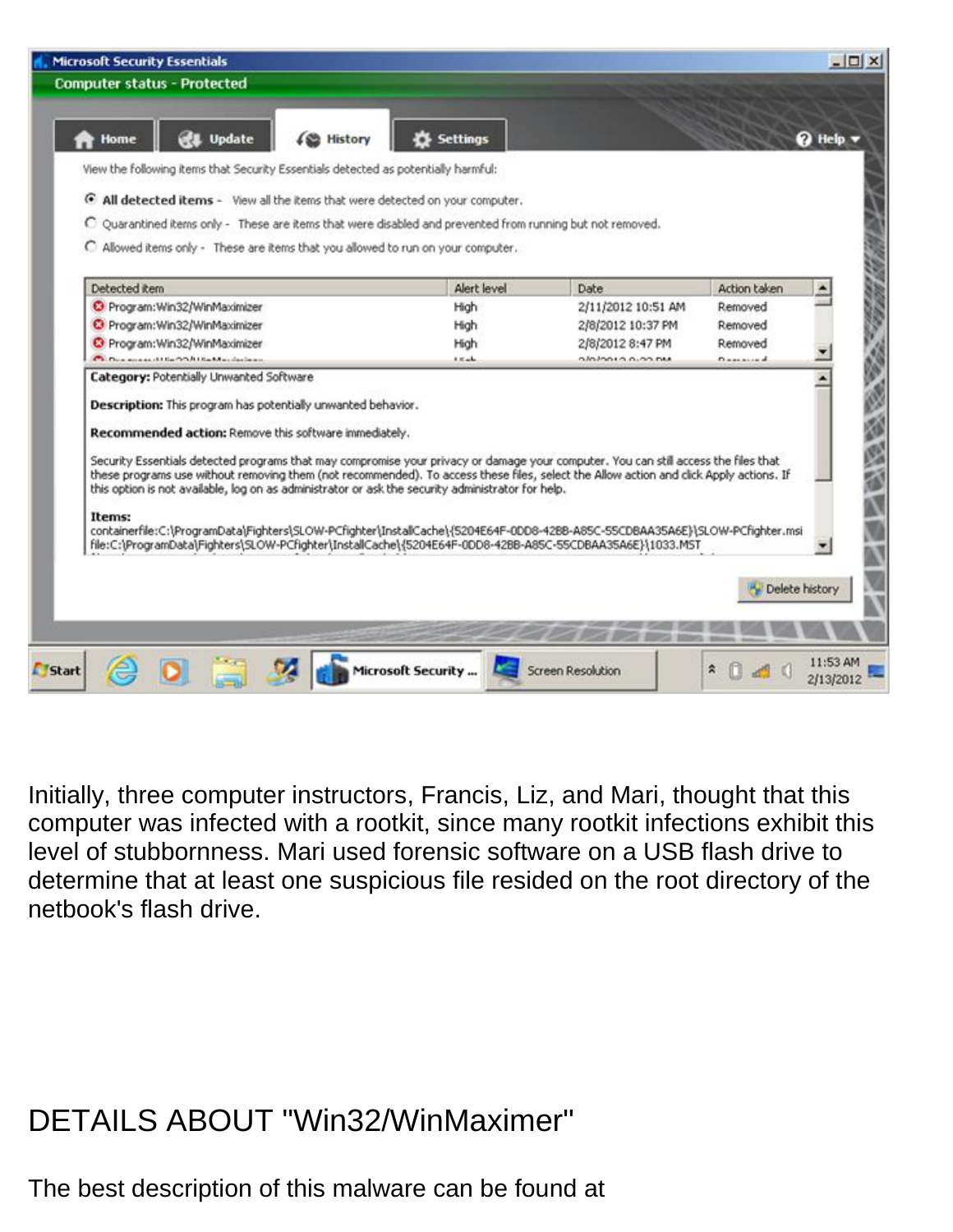Initially, three computer instructors, Francis, Liz, and Mari, thought that this computer was infected with a rootkit, since many rootkit infections exhibit this level of stubbornness. Mari used forensic software on a USB flash drive to determine that at least one suspicious file resided on the root directory of the netbook's flash drive.

# DETAILS ABOUT "Win32/WinMaximer"

The best description of this malware can be found at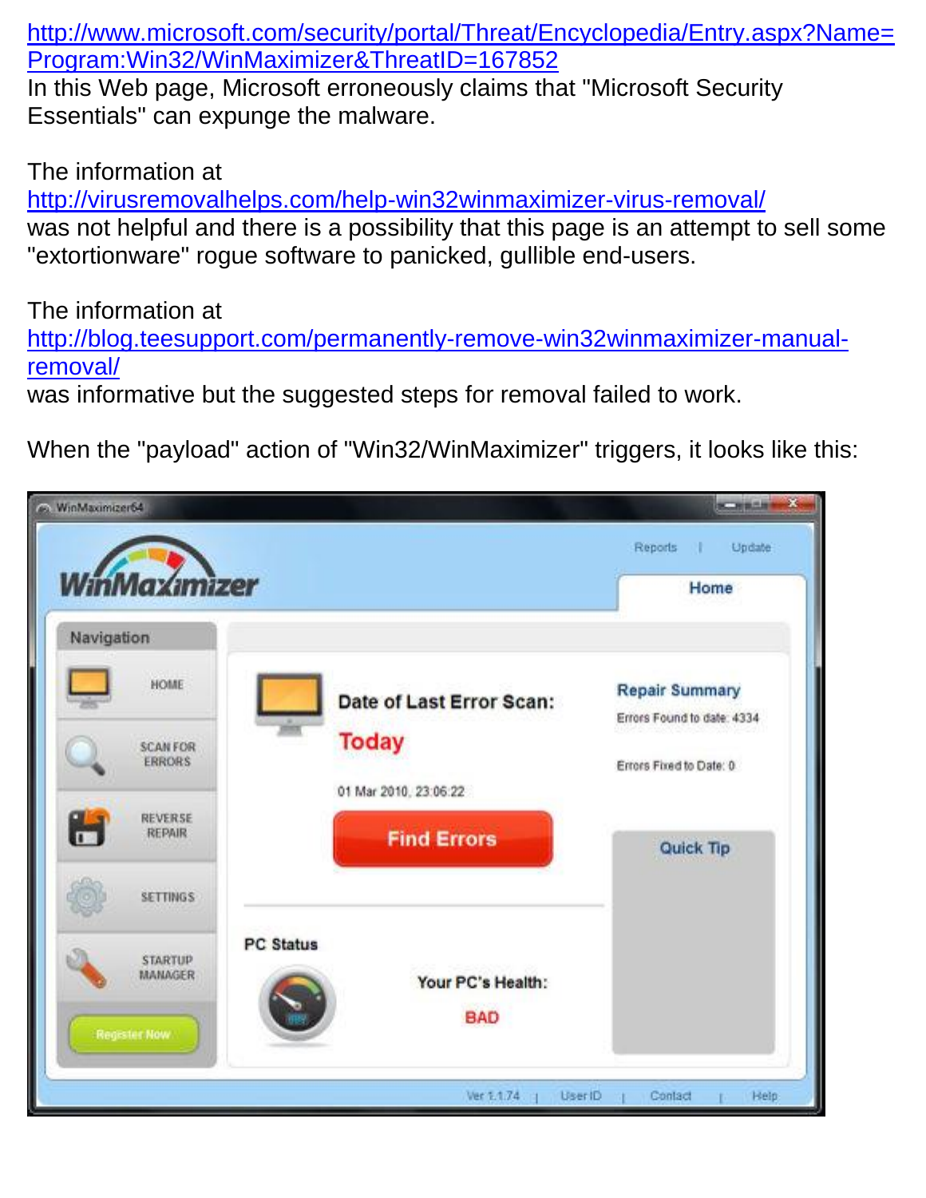[http://www.microsoft.com/security/portal/Threat/Encyclopedia/Entry.aspx?Name=Program:Win32/WinMaximizer&ThreatID=167852](http://www.microsoft.com/security/portal/Threat/Encyclopedia/Entry.aspx?Name=Program:Win32/WinMaximizer&ThreatID=167852)
In this Web page, Microsoft erroneously claims that "Microsoft Security Essentials" can expunge the malware.

The information at
[http://virusremovalhelps.com/help-win32winmaximizer-virus-removal/](http://virusremovalhelps.com/help-win32winmaximizer-virus-removal/)
was not helpful and there is a possibility that this page is an attempt to sell some "extortionware" rogue software to panicked, gullible end-users.

The information at
[http://blog.teesupport.com/permanently-remove-win32winmaximizer-manual-removal/](http://blog.teesupport.com/permanently-remove-win32winmaximizer-manual-removal/)
was informative but the suggested steps for removal failed to work.

When the "payload" action of "Win32/WinMaximizer" triggers, it looks like this: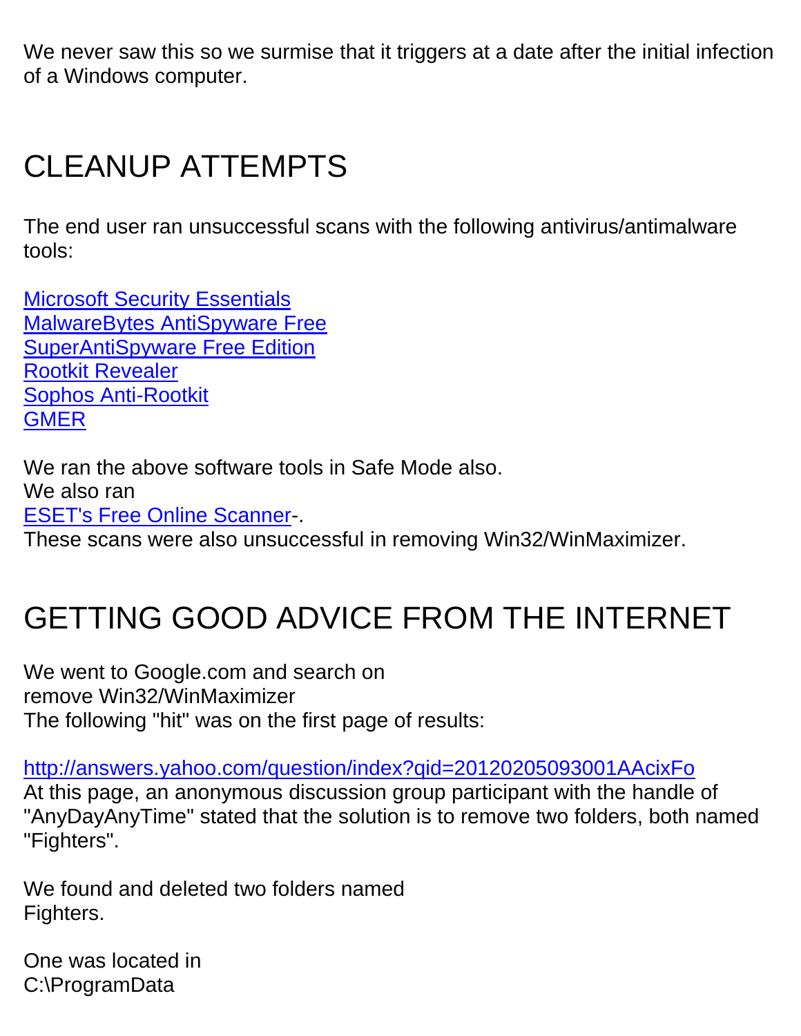We never saw this so we surmise that it triggers at a date after the initial infection of a Windows computer.

## CLEANUP ATTEMPTS

The end user ran unsuccessful scans with the following antivirus/antimalware tools:

[Microsoft Security Essentials](#)
[MalwareBytes AntiSpyware Free](#)
[SuperAntiSpyware Free Edition](#)
[Rootkit Revealer](#)
[Sophos Anti-Rootkit](#)
[GMER](#)

We ran the above software tools in Safe Mode also.
We also ran
[ESET's Free Online Scanner](#)-.
These scans were also unsuccessful in removing Win32/WinMaximizer.

## GETTING GOOD ADVICE FROM THE INTERNET

We went to Google.com and search on
remove Win32/WinMaximizer
The following "hit" was on the first page of results:

http://answers.yahoo.com/question/index?qid=20120205093001AAcixFo
At this page, an anonymous discussion group participant with the handle of "AnyDayAnyTime" stated that the solution is to remove two folders, both named "Fighters".

We found and deleted two folders named
Fighters.

One was located in
C:\ProgramData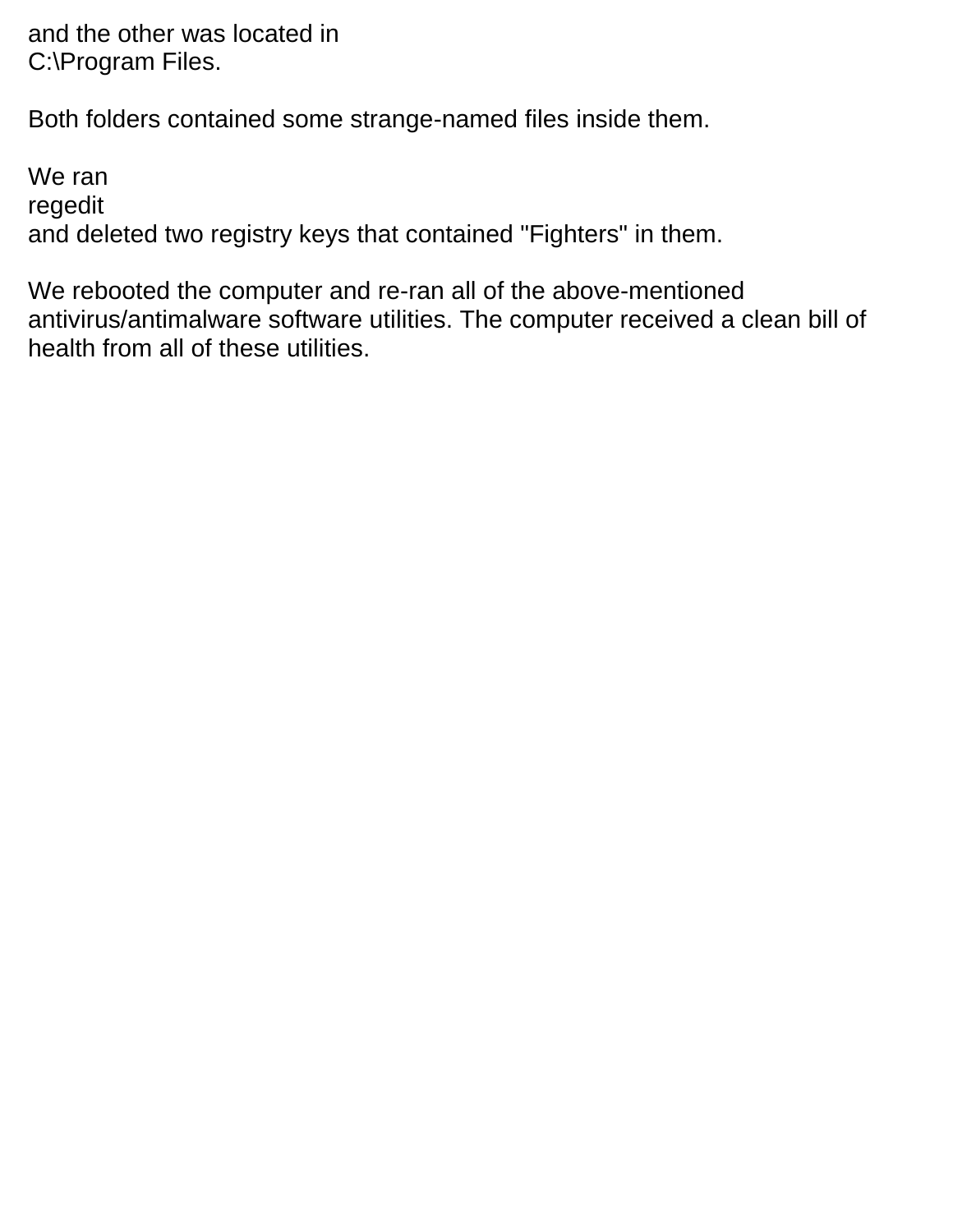and the other was located in
C:\Program Files.

Both folders contained some strange-named files inside them.

We ran
regedit
and deleted two registry keys that contained "Fighters" in them.

We rebooted the computer and re-ran all of the above-mentioned antivirus/antimalware software utilities. The computer received a clean bill of health from all of these utilities.